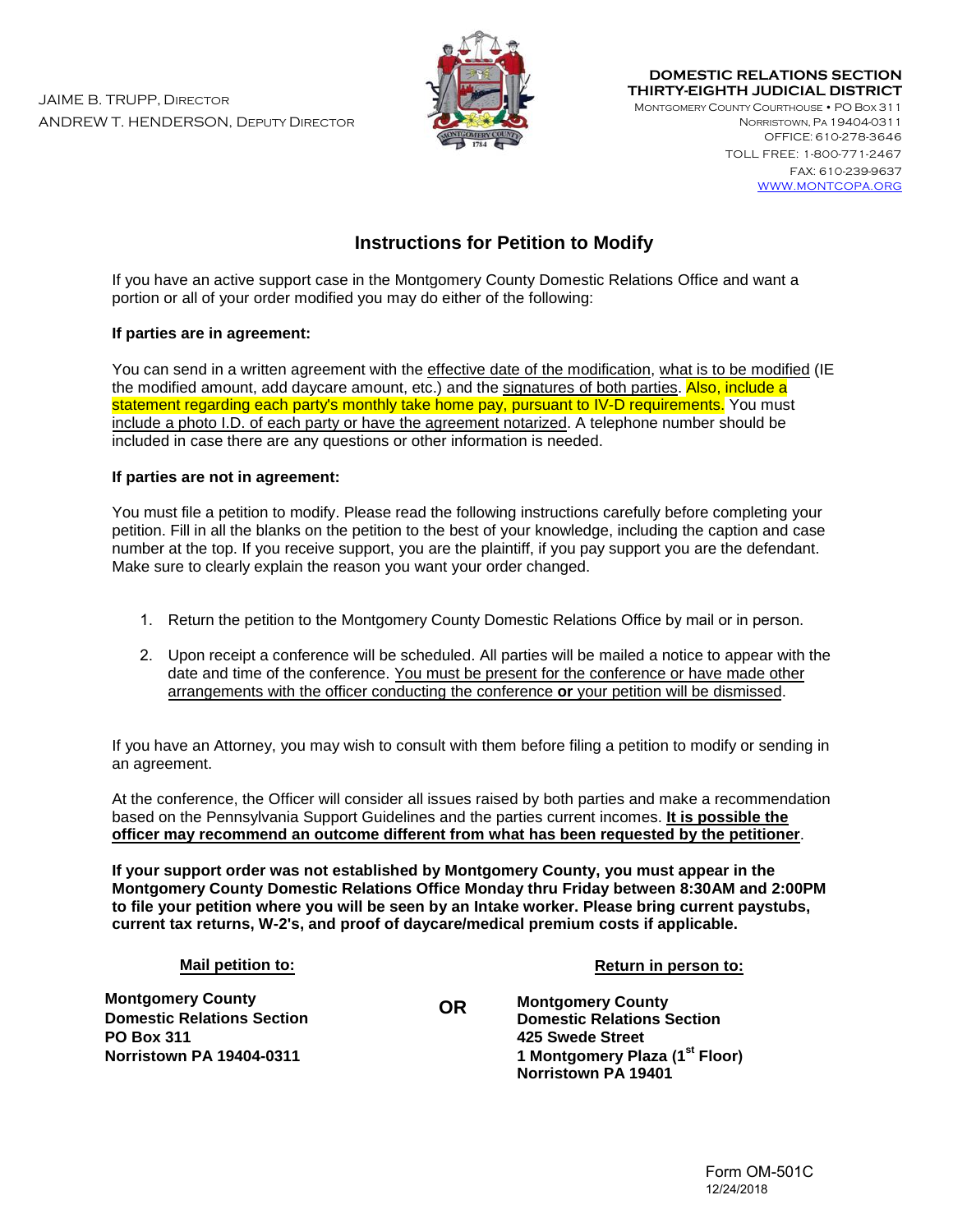JAIME B. TRUPP, DIRECTOR
ANDREW T. HENDERSON, DEPUTY DIRECTOR

**DOMESTIC RELATIONS SECTION**
**THIRTY-EIGHTH JUDICIAL DISTRICT**
MONTGOMERY COUNTY COURTHOUSE • PO BOX 311
NORRISTOWN, PA 19404-0311
OFFICE: 610-278-3646
TOLL FREE: 1-800-771-2467
FAX: 610-239-9637
WWW.MONTCOPA.ORG

# Instructions for Petition to Modify

If you have an active support case in the Montgomery County Domestic Relations Office and want a portion or all of your order modified you may do either of the following:

**If parties are in agreement:**

You can send in a written agreement with the effective date of the modification, what is to be modified (IE the modified amount, add daycare amount, etc.) and the signatures of both parties. Also, include a statement regarding each party's monthly take home pay, pursuant to IV-D requirements. You must include a photo I.D. of each party or have the agreement notarized. A telephone number should be included in case there are any questions or other information is needed.

**If parties are not in agreement:**

You must file a petition to modify. Please read the following instructions carefully before completing your petition. Fill in all the blanks on the petition to the best of your knowledge, including the caption and case number at the top. If you receive support, you are the plaintiff, if you pay support you are the defendant. Make sure to clearly explain the reason you want your order changed.

1. Return the petition to the Montgomery County Domestic Relations Office by mail or in person.
2. Upon receipt a conference will be scheduled. All parties will be mailed a notice to appear with the date and time of the conference. You must be present for the conference or have made other arrangements with the officer conducting the conference **or** your petition will be dismissed.

If you have an Attorney, you may wish to consult with them before filing a petition to modify or sending in an agreement.

At the conference, the Officer will consider all issues raised by both parties and make a recommendation based on the Pennsylvania Support Guidelines and the parties current incomes. **It is possible the officer may recommend an outcome different from what has been requested by the petitioner**.

**If your support order was not established by Montgomery County, you must appear in the Montgomery County Domestic Relations Office Monday thru Friday between 8:30AM and 2:00PM to file your petition where you will be seen by an Intake worker. Please bring current paystubs, current tax returns, W-2's, and proof of daycare/medical premium costs if applicable.**

**Mail petition to:**

**Montgomery County**
**Domestic Relations Section**
**PO Box 311**
**Norristown PA 19404-0311**

**OR**

**Return in person to:**

**Montgomery County**
**Domestic Relations Section**
**425 Swede Street**
**1 Montgomery Plaza (1st Floor)**
**Norristown PA 19401**

Form OM-501C
12/24/2018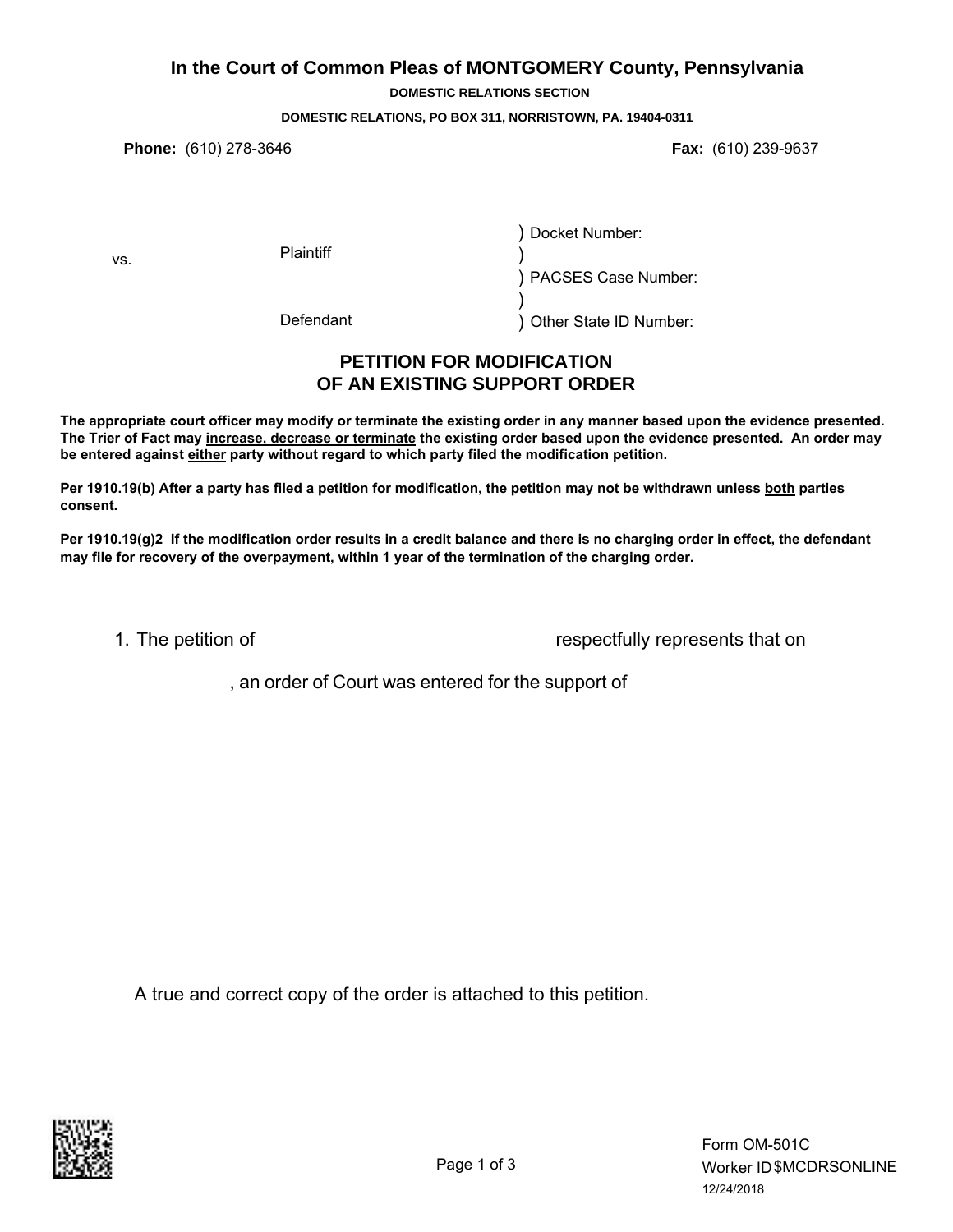# In the Court of Common Pleas of MONTGOMERY County, Pennsylvania

**DOMESTIC RELATIONS SECTION**

**DOMESTIC RELATIONS, PO BOX 311, NORRISTOWN, PA. 19404-0311**

**Phone:** (610) 278-3646 **Fax:** (610) 239-9637

| | | |
|---|---|---|
| | Plaintiff | ) Docket Number: |
| vs. | | ) |
| | | ) PACSES Case Number: |
| | | ) |
| | Defendant | ) Other State ID Number: |

## PETITION FOR MODIFICATION OF AN EXISTING SUPPORT ORDER

**The appropriate court officer may modify or terminate the existing order in any manner based upon the evidence presented. The Trier of Fact may increase, decrease or terminate the existing order based upon the evidence presented. An order may be entered against either party without regard to which party filed the modification petition.**

**Per 1910.19(b) After a party has filed a petition for modification, the petition may not be withdrawn unless both parties consent.**

**Per 1910.19(g)2 If the modification order results in a credit balance and there is no charging order in effect, the defendant may file for recovery of the overpayment, within 1 year of the termination of the charging order.**

1. The petition of respectfully represents that on , an order of Court was entered for the support of

A true and correct copy of the order is attached to this petition.

Form OM-501C
Worker ID $MCDRSONLINE
12/24/2018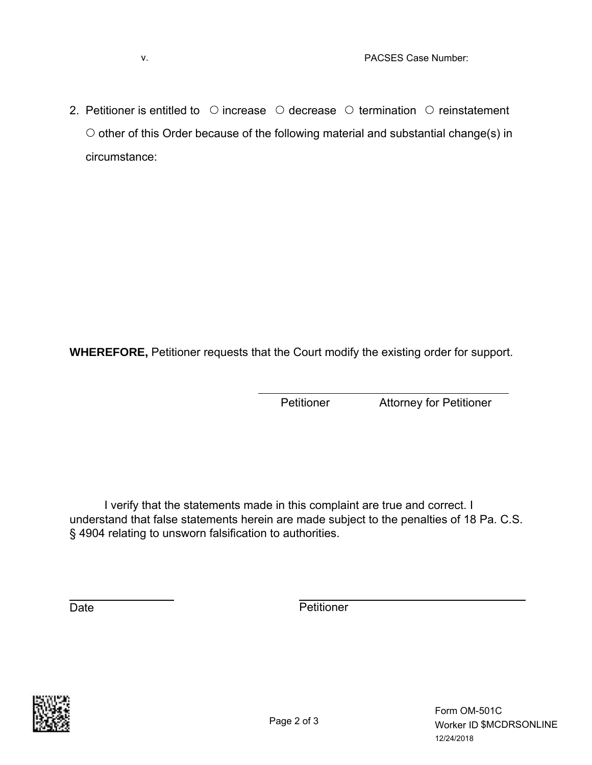v. PACSES Case Number:

2. Petitioner is entitled to ○ increase ○ decrease ○ termination ○ reinstatement ○ other of this Order because of the following material and substantial change(s) in circumstance:

**WHEREFORE,** Petitioner requests that the Court modify the existing order for support.

Petitioner Attorney for Petitioner

I verify that the statements made in this complaint are true and correct. I understand that false statements herein are made subject to the penalties of 18 Pa. C.S. § 4904 relating to unsworn falsification to authorities.

Date Petitioner

Form OM-501C
Worker ID $MCDRSONLINE
12/24/2018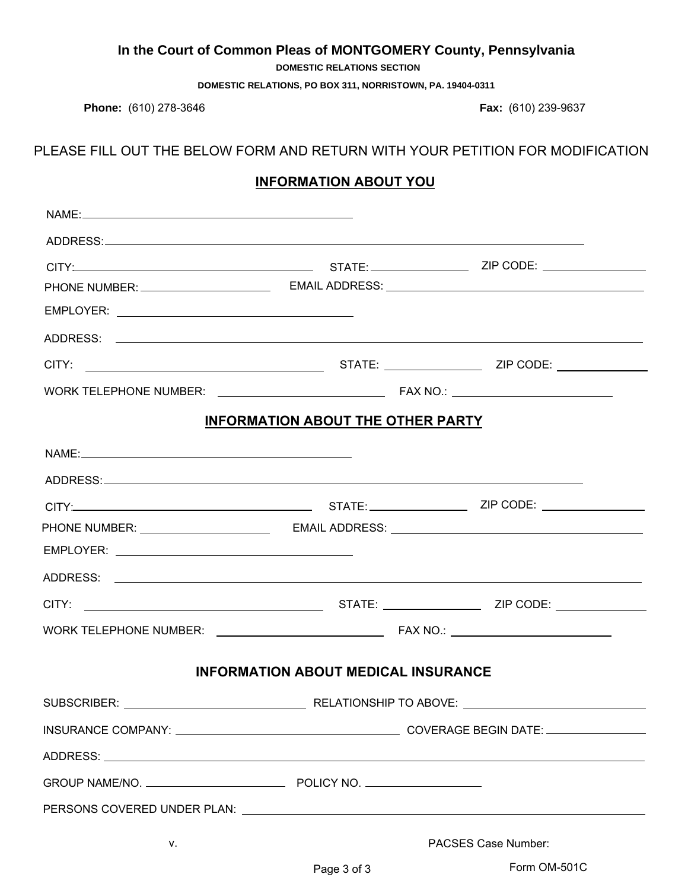# In the Court of Common Pleas of MONTGOMERY County, Pennsylvania

**DOMESTIC RELATIONS SECTION**

**DOMESTIC RELATIONS, PO BOX 311, NORRISTOWN, PA. 19404-0311**

**Phone:** (610) 278-3646 **Fax:** (610) 239-9637

PLEASE FILL OUT THE BELOW FORM AND RETURN WITH YOUR PETITION FOR MODIFICATION

## INFORMATION ABOUT YOU

NAME: ____________________

ADDRESS: ____________________

CITY: ____________________ STATE: __________ ZIP CODE: __________

PHONE NUMBER: __________ EMAIL ADDRESS: ____________________

EMPLOYER: ____________________

ADDRESS: ____________________

CITY: ____________________ STATE: __________ ZIP CODE: __________

WORK TELEPHONE NUMBER: __________ FAX NO.: __________

## INFORMATION ABOUT THE OTHER PARTY

NAME: ____________________

ADDRESS: ____________________

CITY: ____________________ STATE: __________ ZIP CODE: __________

PHONE NUMBER: __________ EMAIL ADDRESS: ____________________

EMPLOYER: ____________________

ADDRESS: ____________________

CITY: ____________________ STATE: __________ ZIP CODE: __________

WORK TELEPHONE NUMBER: __________ FAX NO.: __________

## INFORMATION ABOUT MEDICAL INSURANCE

SUBSCRIBER: __________ RELATIONSHIP TO ABOVE: __________

INSURANCE COMPANY: __________ COVERAGE BEGIN DATE: __________

ADDRESS: ____________________

GROUP NAME/NO. __________ POLICY NO. __________

PERSONS COVERED UNDER PLAN: ____________________

v. PACSES Case Number:

Form OM-501C